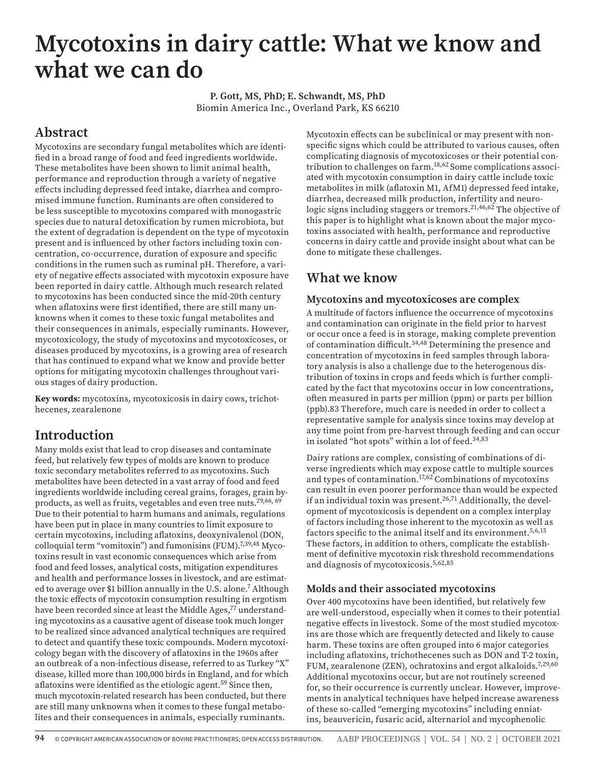# Mycotoxins in dairy cattle: What we know and what we can do

**P. Gott, MS, PhD; E. Schwandt, MS, PhD**
Biomin America Inc., Overland Park, KS 66210

## Abstract

Mycotoxins are secondary fungal metabolites which are identified in a broad range of food and feed ingredients worldwide. These metabolites have been shown to limit animal health, performance and reproduction through a variety of negative effects including depressed feed intake, diarrhea and compromised immune function. Ruminants are often considered to be less susceptible to mycotoxins compared with monogastric species due to natural detoxification by rumen microbiota, but the extent of degradation is dependent on the type of mycotoxin present and is influenced by other factors including toxin concentration, co-occurrence, duration of exposure and specific conditions in the rumen such as ruminal pH. Therefore, a variety of negative effects associated with mycotoxin exposure have been reported in dairy cattle. Although much research related to mycotoxins has been conducted since the mid-20th century when aflatoxins were first identified, there are still many unknowns when it comes to these toxic fungal metabolites and their consequences in animals, especially ruminants. However, mycotoxicology, the study of mycotoxins and mycotoxicoses, or diseases produced by mycotoxins, is a growing area of research that has continued to expand what we know and provide better options for mitigating mycotoxin challenges throughout various stages of dairy production.

**Key words:** mycotoxins, mycotoxicosis in dairy cows, trichothecenes, zearalenone

## Introduction

Many molds exist that lead to crop diseases and contaminate feed, but relatively few types of molds are known to produce toxic secondary metabolites referred to as mycotoxins. Such metabolites have been detected in a vast array of food and feed ingredients worldwide including cereal grains, forages, grain by-products, as well as fruits, vegetables and even tree nuts.[29,66,69] Due to their potential to harm humans and animals, regulations have been put in place in many countries to limit exposure to certain mycotoxins, including aflatoxins, deoxynivalenol (DON, colloquial term "vomitoxin") and fumonisins (FUM).[7,39,48] Mycotoxins result in vast economic consequences which arise from food and feed losses, analytical costs, mitigation expenditures and health and performance losses in livestock, and are estimated to average over $1 billion annually in the U.S. alone.[7] Although the toxic effects of mycotoxin consumption resulting in ergotism have been recorded since at least the Middle Ages,[77] understanding mycotoxins as a causative agent of disease took much longer to be realized since advanced analytical techniques are required to detect and quantify these toxic compounds. Modern mycotoxicology began with the discovery of aflatoxins in the 1960s after an outbreak of a non-infectious disease, referred to as Turkey "X" disease, killed more than 100,000 birds in England, and for which aflatoxins were identified as the etiologic agent.[59] Since then, much mycotoxin-related research has been conducted, but there are still many unknowns when it comes to these fungal metabolites and their consequences in animals, especially ruminants.

Mycotoxin effects can be subclinical or may present with non-specific signs which could be attributed to various causes, often complicating diagnosis of mycotoxicoses or their potential contribution to challenges on farm.[18,62] Some complications associated with mycotoxin consumption in dairy cattle include toxic metabolites in milk (aflatoxin M1, AfM1) depressed feed intake, diarrhea, decreased milk production, infertility and neurologic signs including staggers or tremors.[21,46,62] The objective of this paper is to highlight what is known about the major mycotoxins associated with health, performance and reproductive concerns in dairy cattle and provide insight about what can be done to mitigate these challenges.

## What we know

### Mycotoxins and mycotoxicoses are complex

A multitude of factors influence the occurrence of mycotoxins and contamination can originate in the field prior to harvest or occur once a feed is in storage, making complete prevention of contamination difficult.[34,48] Determining the presence and concentration of mycotoxins in feed samples through laboratory analysis is also a challenge due to the heterogenous distribution of toxins in crops and feeds which is further complicated by the fact that mycotoxins occur in low concentrations, often measured in parts per million (ppm) or parts per billion (ppb).83 Therefore, much care is needed in order to collect a representative sample for analysis since toxins may develop at any time point from pre-harvest through feeding and can occur in isolated "hot spots" within a lot of feed.[34,83]

Dairy rations are complex, consisting of combinations of diverse ingredients which may expose cattle to multiple sources and types of contamination.[17,62] Combinations of mycotoxins can result in even poorer performance than would be expected if an individual toxin was present.[26,71] Additionally, the development of mycotoxicosis is dependent on a complex interplay of factors including those inherent to the mycotoxin as well as factors specific to the animal itself and its environment.[5,6,15] These factors, in addition to others, complicate the establishment of definitive mycotoxin risk threshold recommendations and diagnosis of mycotoxicosis.[5,62,85]

### Molds and their associated mycotoxins

Over 400 mycotoxins have been identified, but relatively few are well-understood, especially when it comes to their potential negative effects in livestock. Some of the most studied mycotoxins are those which are frequently detected and likely to cause harm. These toxins are often grouped into 6 major categories including aflatoxins, trichothecenes such as DON and T-2 toxin, FUM, zearalenone (ZEN), ochratoxins and ergot alkaloids.[7,29,60] Additional mycotoxins occur, but are not routinely screened for, so their occurrence is currently unclear. However, improvements in analytical techniques have helped increase awareness of these so-called "emerging mycotoxins" including enniatins, beauvericin, fusaric acid, alternariol and mycophenolic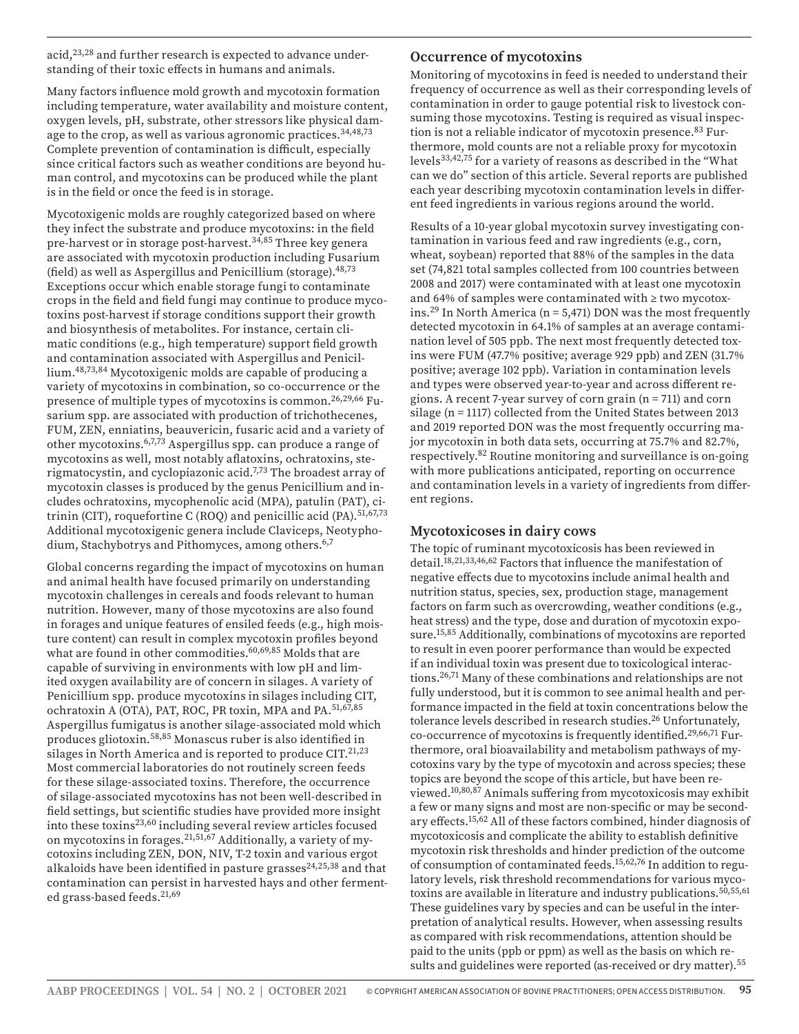acid,[23,28] and further research is expected to advance understanding of their toxic effects in humans and animals.

Many factors influence mold growth and mycotoxin formation including temperature, water availability and moisture content, oxygen levels, pH, substrate, other stressors like physical damage to the crop, as well as various agronomic practices.[34,48,73] Complete prevention of contamination is difficult, especially since critical factors such as weather conditions are beyond human control, and mycotoxins can be produced while the plant is in the field or once the feed is in storage.

Mycotoxigenic molds are roughly categorized based on where they infect the substrate and produce mycotoxins: in the field pre-harvest or in storage post-harvest.[34,85] Three key genera are associated with mycotoxin production including Fusarium (field) as well as Aspergillus and Penicillium (storage).[48,73] Exceptions occur which enable storage fungi to contaminate crops in the field and field fungi may continue to produce mycotoxins post-harvest if storage conditions support their growth and biosynthesis of metabolites. For instance, certain climatic conditions (e.g., high temperature) support field growth and contamination associated with Aspergillus and Penicillium.[48,73,84] Mycotoxigenic molds are capable of producing a variety of mycotoxins in combination, so co-occurrence or the presence of multiple types of mycotoxins is common.[26,29,66] Fusarium spp. are associated with production of trichothecenes, FUM, ZEN, enniatins, beauvericin, fusaric acid and a variety of other mycotoxins.[6,7,73] Aspergillus spp. can produce a range of mycotoxins as well, most notably aflatoxins, ochratoxins, sterigmatocystin, and cyclopiazonic acid.[7,73] The broadest array of mycotoxin classes is produced by the genus Penicillium and includes ochratoxins, mycophenolic acid (MPA), patulin (PAT), citrinin (CIT), roquefortine C (ROQ) and penicillic acid (PA).[51,67,73] Additional mycotoxigenic genera include Claviceps, Neotyphodium, Stachybotrys and Pithomyces, among others.[6,7]

Global concerns regarding the impact of mycotoxins on human and animal health have focused primarily on understanding mycotoxin challenges in cereals and foods relevant to human nutrition. However, many of those mycotoxins are also found in forages and unique features of ensiled feeds (e.g., high moisture content) can result in complex mycotoxin profiles beyond what are found in other commodities.[60,69,85] Molds that are capable of surviving in environments with low pH and limited oxygen availability are of concern in silages. A variety of Penicillium spp. produce mycotoxins in silages including CIT, ochratoxin A (OTA), PAT, ROC, PR toxin, MPA and PA.[51,67,85] Aspergillus fumigatus is another silage-associated mold which produces gliotoxin.[58,85] Monascus ruber is also identified in silages in North America and is reported to produce CIT.[21,23] Most commercial laboratories do not routinely screen feeds for these silage-associated toxins. Therefore, the occurrence of silage-associated mycotoxins has not been well-described in field settings, but scientific studies have provided more insight into these toxins[23,60] including several review articles focused on mycotoxins in forages.[21,51,67] Additionally, a variety of mycotoxins including ZEN, DON, NIV, T-2 toxin and various ergot alkaloids have been identified in pasture grasses[24,25,38] and that contamination can persist in harvested hays and other fermented grass-based feeds.[21,69]

## Occurrence of mycotoxins

Monitoring of mycotoxins in feed is needed to understand their frequency of occurrence as well as their corresponding levels of contamination in order to gauge potential risk to livestock consuming those mycotoxins. Testing is required as visual inspection is not a reliable indicator of mycotoxin presence.[83] Furthermore, mold counts are not a reliable proxy for mycotoxin levels[33,42,75] for a variety of reasons as described in the "What can we do" section of this article. Several reports are published each year describing mycotoxin contamination levels in different feed ingredients in various regions around the world.

Results of a 10-year global mycotoxin survey investigating contamination in various feed and raw ingredients (e.g., corn, wheat, soybean) reported that 88% of the samples in the data set (74,821 total samples collected from 100 countries between 2008 and 2017) were contaminated with at least one mycotoxin and 64% of samples were contaminated with ≥ two mycotoxins.[29] In North America (n = 5,471) DON was the most frequently detected mycotoxin in 64.1% of samples at an average contamination level of 505 ppb. The next most frequently detected toxins were FUM (47.7% positive; average 929 ppb) and ZEN (31.7% positive; average 102 ppb). Variation in contamination levels and types were observed year-to-year and across different regions. A recent 7-year survey of corn grain (n = 711) and corn silage (n = 1117) collected from the United States between 2013 and 2019 reported DON was the most frequently occurring major mycotoxin in both data sets, occurring at 75.7% and 82.7%, respectively.[82] Routine monitoring and surveillance is on-going with more publications anticipated, reporting on occurrence and contamination levels in a variety of ingredients from different regions.

## Mycotoxicoses in dairy cows

The topic of ruminant mycotoxicosis has been reviewed in detail.[18,21,33,46,62] Factors that influence the manifestation of negative effects due to mycotoxins include animal health and nutrition status, species, sex, production stage, management factors on farm such as overcrowding, weather conditions (e.g., heat stress) and the type, dose and duration of mycotoxin exposure.[15,85] Additionally, combinations of mycotoxins are reported to result in even poorer performance than would be expected if an individual toxin was present due to toxicological interactions.[26,71] Many of these combinations and relationships are not fully understood, but it is common to see animal health and performance impacted in the field at toxin concentrations below the tolerance levels described in research studies.[26] Unfortunately, co-occurrence of mycotoxins is frequently identified.[29,66,71] Furthermore, oral bioavailability and metabolism pathways of mycotoxins vary by the type of mycotoxin and across species; these topics are beyond the scope of this article, but have been reviewed.[10,80,87] Animals suffering from mycotoxicosis may exhibit a few or many signs and most are non-specific or may be secondary effects.[15,62] All of these factors combined, hinder diagnosis of mycotoxicosis and complicate the ability to establish definitive mycotoxin risk thresholds and hinder prediction of the outcome of consumption of contaminated feeds.[15,62,76] In addition to regulatory levels, risk threshold recommendations for various mycotoxins are available in literature and industry publications.[50,55,61] These guidelines vary by species and can be useful in the interpretation of analytical results. However, when assessing results as compared with risk recommendations, attention should be paid to the units (ppb or ppm) as well as the basis on which results and guidelines were reported (as-received or dry matter).[55]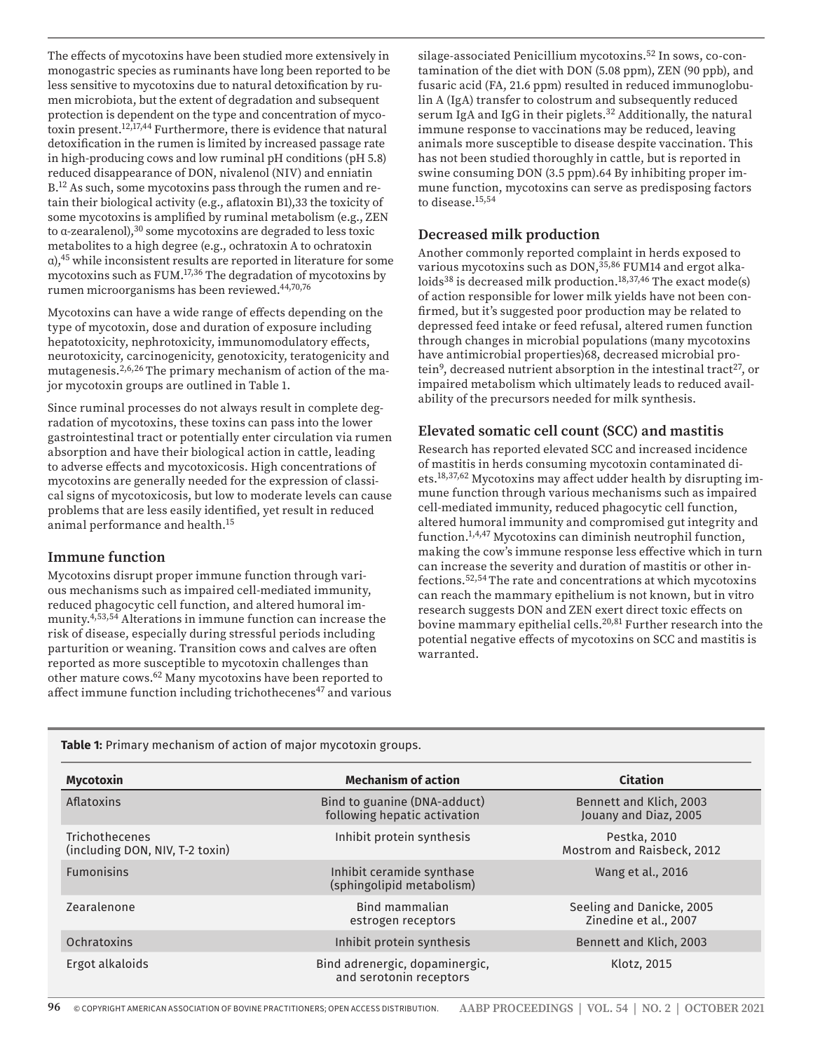The effects of mycotoxins have been studied more extensively in monogastric species as ruminants have long been reported to be less sensitive to mycotoxins due to natural detoxification by rumen microbiota, but the extent of degradation and subsequent protection is dependent on the type and concentration of mycotoxin present.[12,17,44] Furthermore, there is evidence that natural detoxification in the rumen is limited by increased passage rate in high-producing cows and low ruminal pH conditions (pH 5.8) reduced disappearance of DON, nivalenol (NIV) and enniatin B.[12] As such, some mycotoxins pass through the rumen and retain their biological activity (e.g., aflatoxin B1),33 the toxicity of some mycotoxins is amplified by ruminal metabolism (e.g., ZEN to α-zearalenol),[30] some mycotoxins are degraded to less toxic metabolites to a high degree (e.g., ochratoxin A to ochratoxin α),[45] while inconsistent results are reported in literature for some mycotoxins such as FUM.[17,36] The degradation of mycotoxins by rumen microorganisms has been reviewed.[44,70,76]

Mycotoxins can have a wide range of effects depending on the type of mycotoxin, dose and duration of exposure including hepatotoxicity, nephrotoxicity, immunomodulatory effects, neurotoxicity, carcinogenicity, genotoxicity, teratogenicity and mutagenesis.[2,6,26] The primary mechanism of action of the major mycotoxin groups are outlined in Table 1.

Since ruminal processes do not always result in complete degradation of mycotoxins, these toxins can pass into the lower gastrointestinal tract or potentially enter circulation via rumen absorption and have their biological action in cattle, leading to adverse effects and mycotoxicosis. High concentrations of mycotoxins are generally needed for the expression of classical signs of mycotoxicosis, but low to moderate levels can cause problems that are less easily identified, yet result in reduced animal performance and health.[15]

## Immune function

Mycotoxins disrupt proper immune function through various mechanisms such as impaired cell-mediated immunity, reduced phagocytic cell function, and altered humoral immunity.[4,53,54] Alterations in immune function can increase the risk of disease, especially during stressful periods including parturition or weaning. Transition cows and calves are often reported as more susceptible to mycotoxin challenges than other mature cows.[62] Many mycotoxins have been reported to affect immune function including trichothecenes[47] and various silage-associated Penicillium mycotoxins.[52] In sows, co-contamination of the diet with DON (5.08 ppm), ZEN (90 ppb), and fusaric acid (FA, 21.6 ppm) resulted in reduced immunoglobulin A (IgA) transfer to colostrum and subsequently reduced serum IgA and IgG in their piglets.[32] Additionally, the natural immune response to vaccinations may be reduced, leaving animals more susceptible to disease despite vaccination. This has not been studied thoroughly in cattle, but is reported in swine consuming DON (3.5 ppm).64 By inhibiting proper immune function, mycotoxins can serve as predisposing factors to disease.[15,54]

## Decreased milk production

Another commonly reported complaint in herds exposed to various mycotoxins such as DON,[35,86] FUM14 and ergot alkaloids[38] is decreased milk production.[18,37,46] The exact mode(s) of action responsible for lower milk yields have not been confirmed, but it's suggested poor production may be related to depressed feed intake or feed refusal, altered rumen function through changes in microbial populations (many mycotoxins have antimicrobial properties)68, decreased microbial protein[9], decreased nutrient absorption in the intestinal tract[27], or impaired metabolism which ultimately leads to reduced availability of the precursors needed for milk synthesis.

## Elevated somatic cell count (SCC) and mastitis

Research has reported elevated SCC and increased incidence of mastitis in herds consuming mycotoxin contaminated diets.[18,37,62] Mycotoxins may affect udder health by disrupting immune function through various mechanisms such as impaired cell-mediated immunity, reduced phagocytic cell function, altered humoral immunity and compromised gut integrity and function.[1,4,47] Mycotoxins can diminish neutrophil function, making the cow's immune response less effective which in turn can increase the severity and duration of mastitis or other infections.[52,54] The rate and concentrations at which mycotoxins can reach the mammary epithelium is not known, but in vitro research suggests DON and ZEN exert direct toxic effects on bovine mammary epithelial cells.[20,81] Further research into the potential negative effects of mycotoxins on SCC and mastitis is warranted.

**Table 1:** Primary mechanism of action of major mycotoxin groups.

| Mycotoxin | Mechanism of action | Citation |
|---|---|---|
| Aflatoxins | Bind to guanine (DNA-adduct) following hepatic activation | Bennett and Klich, 2003<br>Jouany and Diaz, 2005 |
| Trichothecenes (including DON, NIV, T-2 toxin) | Inhibit protein synthesis | Pestka, 2010<br>Mostrom and Raisbeck, 2012 |
| Fumonisins | Inhibit ceramide synthase (sphingolipid metabolism) | Wang et al., 2016 |
| Zearalenone | Bind mammalian estrogen receptors | Seeling and Danicke, 2005<br>Zinedine et al., 2007 |
| Ochratoxins | Inhibit protein synthesis | Bennett and Klich, 2003 |
| Ergot alkaloids | Bind adrenergic, dopaminergic, and serotonin receptors | Klotz, 2015 |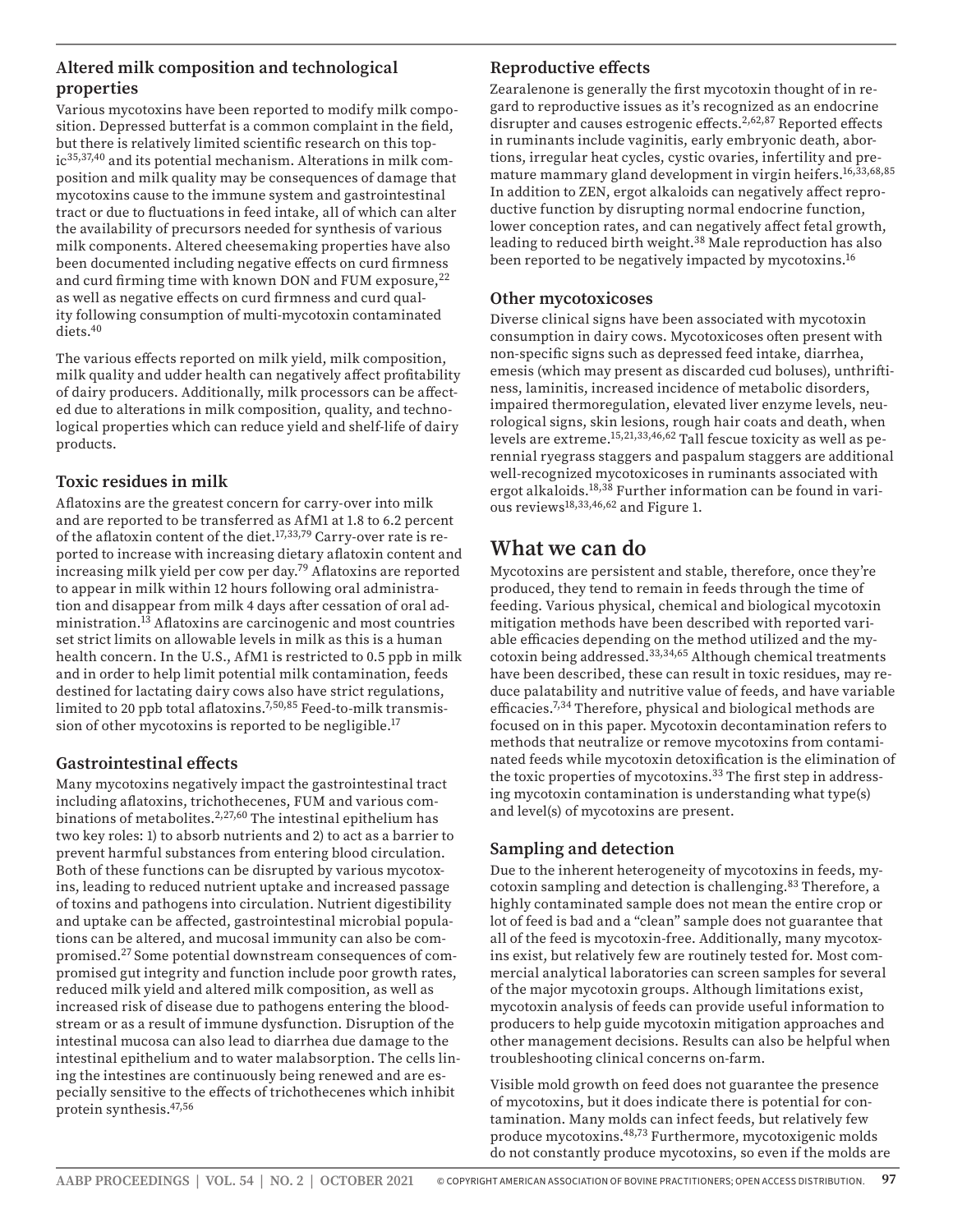### Altered milk composition and technological properties

Various mycotoxins have been reported to modify milk composition. Depressed butterfat is a common complaint in the field, but there is relatively limited scientific research on this topic[35,37,40] and its potential mechanism. Alterations in milk composition and milk quality may be consequences of damage that mycotoxins cause to the immune system and gastrointestinal tract or due to fluctuations in feed intake, all of which can alter the availability of precursors needed for synthesis of various milk components. Altered cheesemaking properties have also been documented including negative effects on curd firmness and curd firming time with known DON and FUM exposure,[22] as well as negative effects on curd firmness and curd quality following consumption of multi-mycotoxin contaminated diets.[40]

The various effects reported on milk yield, milk composition, milk quality and udder health can negatively affect profitability of dairy producers. Additionally, milk processors can be affected due to alterations in milk composition, quality, and technological properties which can reduce yield and shelf-life of dairy products.

### Toxic residues in milk

Aflatoxins are the greatest concern for carry-over into milk and are reported to be transferred as AfM1 at 1.8 to 6.2 percent of the aflatoxin content of the diet.[17,33,79] Carry-over rate is reported to increase with increasing dietary aflatoxin content and increasing milk yield per cow per day.[79] Aflatoxins are reported to appear in milk within 12 hours following oral administration and disappear from milk 4 days after cessation of oral administration.[13] Aflatoxins are carcinogenic and most countries set strict limits on allowable levels in milk as this is a human health concern. In the U.S., AfM1 is restricted to 0.5 ppb in milk and in order to help limit potential milk contamination, feeds destined for lactating dairy cows also have strict regulations, limited to 20 ppb total aflatoxins.[7,50,85] Feed-to-milk transmission of other mycotoxins is reported to be negligible.[17]

### Gastrointestinal effects

Many mycotoxins negatively impact the gastrointestinal tract including aflatoxins, trichothecenes, FUM and various combinations of metabolites.[2,27,60] The intestinal epithelium has two key roles: 1) to absorb nutrients and 2) to act as a barrier to prevent harmful substances from entering blood circulation. Both of these functions can be disrupted by various mycotoxins, leading to reduced nutrient uptake and increased passage of toxins and pathogens into circulation. Nutrient digestibility and uptake can be affected, gastrointestinal microbial populations can be altered, and mucosal immunity can also be compromised.[27] Some potential downstream consequences of compromised gut integrity and function include poor growth rates, reduced milk yield and altered milk composition, as well as increased risk of disease due to pathogens entering the bloodstream or as a result of immune dysfunction. Disruption of the intestinal mucosa can also lead to diarrhea due damage to the intestinal epithelium and to water malabsorption. The cells lining the intestines are continuously being renewed and are especially sensitive to the effects of trichothecenes which inhibit protein synthesis.[47,56]

### Reproductive effects

Zearalenone is generally the first mycotoxin thought of in regard to reproductive issues as it's recognized as an endocrine disrupter and causes estrogenic effects.[2,62,87] Reported effects in ruminants include vaginitis, early embryonic death, abortions, irregular heat cycles, cystic ovaries, infertility and premature mammary gland development in virgin heifers.[16,33,68,85] In addition to ZEN, ergot alkaloids can negatively affect reproductive function by disrupting normal endocrine function, lower conception rates, and can negatively affect fetal growth, leading to reduced birth weight.[38] Male reproduction has also been reported to be negatively impacted by mycotoxins.[16]

### Other mycotoxicoses

Diverse clinical signs have been associated with mycotoxin consumption in dairy cows. Mycotoxicoses often present with non-specific signs such as depressed feed intake, diarrhea, emesis (which may present as discarded cud boluses), unthriftiness, laminitis, increased incidence of metabolic disorders, impaired thermoregulation, elevated liver enzyme levels, neurological signs, skin lesions, rough hair coats and death, when levels are extreme.[15,21,33,46,62] Tall fescue toxicity as well as perennial ryegrass staggers and paspalum staggers are additional well-recognized mycotoxicoses in ruminants associated with ergot alkaloids.[18,38] Further information can be found in various reviews[18,33,46,62] and Figure 1.

## What we can do

Mycotoxins are persistent and stable, therefore, once they're produced, they tend to remain in feeds through the time of feeding. Various physical, chemical and biological mycotoxin mitigation methods have been described with reported variable efficacies depending on the method utilized and the mycotoxin being addressed.[33,34,65] Although chemical treatments have been described, these can result in toxic residues, may reduce palatability and nutritive value of feeds, and have variable efficacies.[7,34] Therefore, physical and biological methods are focused on in this paper. Mycotoxin decontamination refers to methods that neutralize or remove mycotoxins from contaminated feeds while mycotoxin detoxification is the elimination of the toxic properties of mycotoxins.[33] The first step in addressing mycotoxin contamination is understanding what type(s) and level(s) of mycotoxins are present.

### Sampling and detection

Due to the inherent heterogeneity of mycotoxins in feeds, mycotoxin sampling and detection is challenging.[83] Therefore, a highly contaminated sample does not mean the entire crop or lot of feed is bad and a "clean" sample does not guarantee that all of the feed is mycotoxin-free. Additionally, many mycotoxins exist, but relatively few are routinely tested for. Most commercial analytical laboratories can screen samples for several of the major mycotoxin groups. Although limitations exist, mycotoxin analysis of feeds can provide useful information to producers to help guide mycotoxin mitigation approaches and other management decisions. Results can also be helpful when troubleshooting clinical concerns on-farm.

Visible mold growth on feed does not guarantee the presence of mycotoxins, but it does indicate there is potential for contamination. Many molds can infect feeds, but relatively few produce mycotoxins.[48,73] Furthermore, mycotoxigenic molds do not constantly produce mycotoxins, so even if the molds are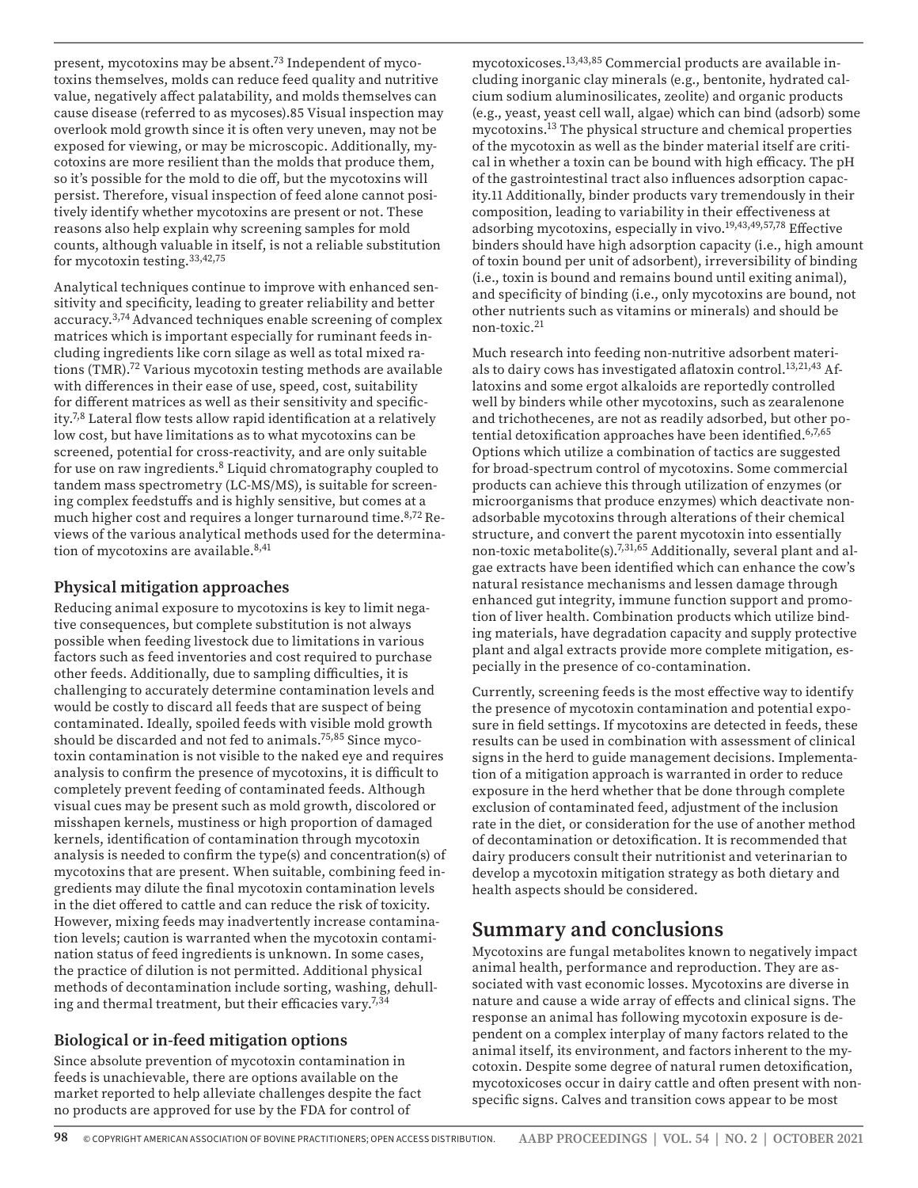present, mycotoxins may be absent.[73] Independent of mycotoxins themselves, molds can reduce feed quality and nutritive value, negatively affect palatability, and molds themselves can cause disease (referred to as mycoses).85 Visual inspection may overlook mold growth since it is often very uneven, may not be exposed for viewing, or may be microscopic. Additionally, mycotoxins are more resilient than the molds that produce them, so it's possible for the mold to die off, but the mycotoxins will persist. Therefore, visual inspection of feed alone cannot positively identify whether mycotoxins are present or not. These reasons also help explain why screening samples for mold counts, although valuable in itself, is not a reliable substitution for mycotoxin testing.[33,42,75]

Analytical techniques continue to improve with enhanced sensitivity and specificity, leading to greater reliability and better accuracy.[3,74] Advanced techniques enable screening of complex matrices which is important especially for ruminant feeds including ingredients like corn silage as well as total mixed rations (TMR).[72] Various mycotoxin testing methods are available with differences in their ease of use, speed, cost, suitability for different matrices as well as their sensitivity and specificity.[7,8] Lateral flow tests allow rapid identification at a relatively low cost, but have limitations as to what mycotoxins can be screened, potential for cross-reactivity, and are only suitable for use on raw ingredients.[8] Liquid chromatography coupled to tandem mass spectrometry (LC-MS/MS), is suitable for screening complex feedstuffs and is highly sensitive, but comes at a much higher cost and requires a longer turnaround time.[8,72] Reviews of the various analytical methods used for the determination of mycotoxins are available.[8,41]

### Physical mitigation approaches

Reducing animal exposure to mycotoxins is key to limit negative consequences, but complete substitution is not always possible when feeding livestock due to limitations in various factors such as feed inventories and cost required to purchase other feeds. Additionally, due to sampling difficulties, it is challenging to accurately determine contamination levels and would be costly to discard all feeds that are suspect of being contaminated. Ideally, spoiled feeds with visible mold growth should be discarded and not fed to animals.[75,85] Since mycotoxin contamination is not visible to the naked eye and requires analysis to confirm the presence of mycotoxins, it is difficult to completely prevent feeding of contaminated feeds. Although visual cues may be present such as mold growth, discolored or misshapen kernels, mustiness or high proportion of damaged kernels, identification of contamination through mycotoxin analysis is needed to confirm the type(s) and concentration(s) of mycotoxins that are present. When suitable, combining feed ingredients may dilute the final mycotoxin contamination levels in the diet offered to cattle and can reduce the risk of toxicity. However, mixing feeds may inadvertently increase contamination levels; caution is warranted when the mycotoxin contamination status of feed ingredients is unknown. In some cases, the practice of dilution is not permitted. Additional physical methods of decontamination include sorting, washing, dehulling and thermal treatment, but their efficacies vary.[7,34]

### Biological or in-feed mitigation options

Since absolute prevention of mycotoxin contamination in feeds is unachievable, there are options available on the market reported to help alleviate challenges despite the fact no products are approved for use by the FDA for control of mycotoxicoses.[13,43,85] Commercial products are available including inorganic clay minerals (e.g., bentonite, hydrated calcium sodium aluminosilicates, zeolite) and organic products (e.g., yeast, yeast cell wall, algae) which can bind (adsorb) some mycotoxins.[13] The physical structure and chemical properties of the mycotoxin as well as the binder material itself are critical in whether a toxin can be bound with high efficacy. The pH of the gastrointestinal tract also influences adsorption capacity.11 Additionally, binder products vary tremendously in their composition, leading to variability in their effectiveness at adsorbing mycotoxins, especially in vivo.[19,43,49,57,78] Effective binders should have high adsorption capacity (i.e., high amount of toxin bound per unit of adsorbent), irreversibility of binding (i.e., toxin is bound and remains bound until exiting animal), and specificity of binding (i.e., only mycotoxins are bound, not other nutrients such as vitamins or minerals) and should be non-toxic.[21]

Much research into feeding non-nutritive adsorbent materials to dairy cows has investigated aflatoxin control.[13,21,43] Aflatoxins and some ergot alkaloids are reportedly controlled well by binders while other mycotoxins, such as zearalenone and trichothecenes, are not as readily adsorbed, but other potential detoxification approaches have been identified.[6,7,65] Options which utilize a combination of tactics are suggested for broad-spectrum control of mycotoxins. Some commercial products can achieve this through utilization of enzymes (or microorganisms that produce enzymes) which deactivate non-adsorbable mycotoxins through alterations of their chemical structure, and convert the parent mycotoxin into essentially non-toxic metabolite(s).[7,31,65] Additionally, several plant and algae extracts have been identified which can enhance the cow's natural resistance mechanisms and lessen damage through enhanced gut integrity, immune function support and promotion of liver health. Combination products which utilize binding materials, have degradation capacity and supply protective plant and algal extracts provide more complete mitigation, especially in the presence of co-contamination.

Currently, screening feeds is the most effective way to identify the presence of mycotoxin contamination and potential exposure in field settings. If mycotoxins are detected in feeds, these results can be used in combination with assessment of clinical signs in the herd to guide management decisions. Implementation of a mitigation approach is warranted in order to reduce exposure in the herd whether that be done through complete exclusion of contaminated feed, adjustment of the inclusion rate in the diet, or consideration for the use of another method of decontamination or detoxification. It is recommended that dairy producers consult their nutritionist and veterinarian to develop a mycotoxin mitigation strategy as both dietary and health aspects should be considered.

## Summary and conclusions

Mycotoxins are fungal metabolites known to negatively impact animal health, performance and reproduction. They are associated with vast economic losses. Mycotoxins are diverse in nature and cause a wide array of effects and clinical signs. The response an animal has following mycotoxin exposure is dependent on a complex interplay of many factors related to the animal itself, its environment, and factors inherent to the mycotoxin. Despite some degree of natural rumen detoxification, mycotoxicoses occur in dairy cattle and often present with nonspecific signs. Calves and transition cows appear to be most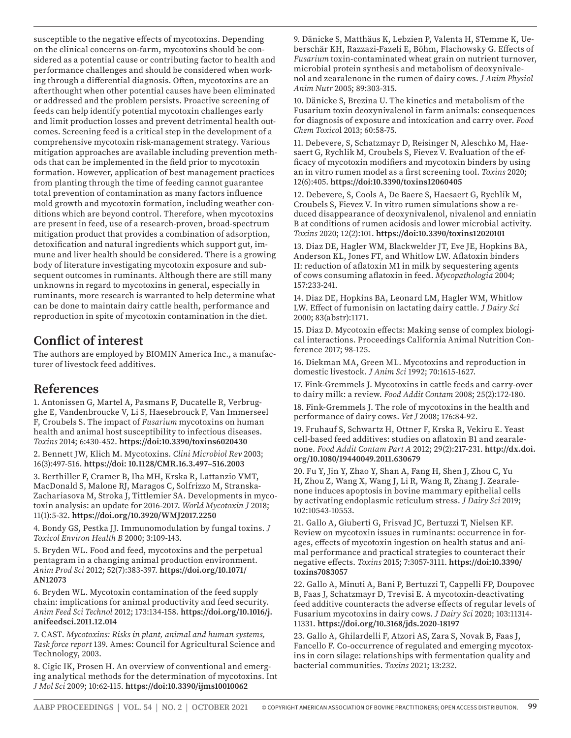susceptible to the negative effects of mycotoxins. Depending on the clinical concerns on-farm, mycotoxins should be considered as a potential cause or contributing factor to health and performance challenges and should be considered when working through a differential diagnosis. Often, mycotoxins are an afterthought when other potential causes have been eliminated or addressed and the problem persists. Proactive screening of feeds can help identify potential mycotoxin challenges early and limit production losses and prevent detrimental health outcomes. Screening feed is a critical step in the development of a comprehensive mycotoxin risk-management strategy. Various mitigation approaches are available including prevention methods that can be implemented in the field prior to mycotoxin formation. However, application of best management practices from planting through the time of feeding cannot guarantee total prevention of contamination as many factors influence mold growth and mycotoxin formation, including weather conditions which are beyond control. Therefore, when mycotoxins are present in feed, use of a research-proven, broad-spectrum mitigation product that provides a combination of adsorption, detoxification and natural ingredients which support gut, immune and liver health should be considered. There is a growing body of literature investigating mycotoxin exposure and subsequent outcomes in ruminants. Although there are still many unknowns in regard to mycotoxins in general, especially in ruminants, more research is warranted to help determine what can be done to maintain dairy cattle health, performance and reproduction in spite of mycotoxin contamination in the diet.

## Conflict of interest

The authors are employed by BIOMIN America Inc., a manufacturer of livestock feed additives.

## References

1. Antonissen G, Martel A, Pasmans F, Ducatelle R, Verbrugghe E, Vandenbroucke V, Li S, Haesebrouck F, Van Immerseel F, Croubels S. The impact of *Fusarium* mycotoxins on human health and animal host susceptibility to infectious diseases. *Toxins* 2014; 6:430-452. **https://doi:10.3390/toxins6020430**

2. Bennett JW, Klich M. Mycotoxins. *Clini Microbiol Rev* 2003; 16(3):497-516. **https://doi: 10.1128/CMR.16.3.497–516.2003**

3. Berthiller F, Cramer B, Iha MH, Krska R, Lattanzio VMT, MacDonald S, Malone RJ, Maragos C, Solfrizzo M, Stranska-Zachariasova M, Stroka J, Tittlemier SA. Developments in mycotoxin analysis: an update for 2016-2017. *World Mycotoxin J* 2018; 11(1):5-32. **https://doi.org/10.3920/WMJ2017.2250**

4. Bondy GS, Pestka JJ. Immunomodulation by fungal toxins. *J Toxicol Environ Health B* 2000; 3:109-143.

5. Bryden WL. Food and feed, mycotoxins and the perpetual pentagram in a changing animal production environment. *Anim Prod Sci* 2012; 52(7):383-397. **https://doi.org/10.1071/AN12073**

6. Bryden WL. Mycotoxin contamination of the feed supply chain: implications for animal productivity and feed security. *Anim Feed Sci Technol* 2012; 173:134-158. **https://doi.org/10.1016/j.anifeedsci.2011.12.014**

7. CAST. *Mycotoxins: Risks in plant, animal and human systems, Task force report* 139. Ames: Council for Agricultural Science and Technology, 2003.

8. Cigic IK, Prosen H. An overview of conventional and emerging analytical methods for the determination of mycotoxins. Int *J Mol Sci* 2009; 10:62-115. **https://doi:10.3390/ijms10010062**

9. Dänicke S, Matthäus K, Lebzien P, Valenta H, STemme K, Ueberschär KH, Razzazi-Fazeli E, Böhm, Flachowsky G. Effects of *Fusarium* toxin-contaminated wheat grain on nutrient turnover, microbial protein synthesis and metabolism of deoxynivalenol and zearalenone in the rumen of dairy cows. *J Anim Physiol Anim Nutr* 2005; 89:303-315.

10. Dänicke S, Brezina U. The kinetics and metabolism of the Fusarium toxin deoxynivalenol in farm animals: consequences for diagnosis of exposure and intoxication and carry over. *Food Chem Toxico*l 2013; 60:58-75.

11. Debevere, S, Schatzmayr D, Reisinger N, Aleschko M, Haesaert G, Rychlik M, Croubels S, Fievez V. Evaluation of the efficacy of mycotoxin modifiers and mycotoxin binders by using an in vitro rumen model as a first screening tool. *Toxins* 2020; 12(6):405. **https://doi:10.3390/toxins12060405**

12. Debevere, S, Cools A, De Baere S, Haesaert G, Rychlik M, Croubels S, Fievez V. In vitro rumen simulations show a reduced disappearance of deoxynivalenol, nivalenol and enniatin B at conditions of rumen acidosis and lower microbial activity. *Toxins* 2020; 12(2):101. **https://doi:10.3390/toxins12020101**

13. Diaz DE, Hagler WM, Blackwelder JT, Eve JE, Hopkins BA, Anderson KL, Jones FT, and Whitlow LW. Aflatoxin binders II: reduction of aflatoxin M1 in milk by sequestering agents of cows consuming aflatoxin in feed. *Mycopathologia* 2004; 157:233-241.

14. Diaz DE, Hopkins BA, Leonard LM, Hagler WM, Whitlow LW. Effect of fumonisin on lactating dairy cattle. *J Dairy Sci* 2000; 83(abstr):1171.

15. Diaz D. Mycotoxin effects: Making sense of complex biological interactions. Proceedings California Animal Nutrition Conference 2017; 98-125.

16. Diekman MA, Green ML. Mycotoxins and reproduction in domestic livestock. *J Anim Sci* 1992; 70:1615-1627.

17. Fink-Gremmels J. Mycotoxins in cattle feeds and carry-over to dairy milk: a review. *Food Addit Contam* 2008; 25(2):172-180.

18. Fink-Gremmels J. The role of mycotoxins in the health and performance of dairy cows. *Vet J* 2008; 176:84-92.

19. Fruhauf S, Schwartz H, Ottner F, Krska R, Vekiru E. Yeast cell-based feed additives: studies on aflatoxin B1 and zearalenone. *Food Addit Contam Part A* 2012; 29(2):217-231. **http://dx.doi.org/10.1080/19440049.2011.630679**

20. Fu Y, Jin Y, Zhao Y, Shan A, Fang H, Shen J, Zhou C, Yu H, Zhou Z, Wang X, Wang J, Li R, Wang R, Zhang J. Zearalenone induces apoptosis in bovine mammary epithelial cells by activating endoplasmic reticulum stress. *J Dairy Sci* 2019; 102:10543-10553.

21. Gallo A, Giuberti G, Frisvad JC, Bertuzzi T, Nielsen KF. Review on mycotoxin issues in ruminants: occurrence in forages, effects of mycotoxin ingestion on health status and animal performance and practical strategies to counteract their negative effects. *Toxins* 2015; 7:3057-3111. **https://doi:10.3390/toxins7083057**

22. Gallo A, Minuti A, Bani P, Bertuzzi T, Cappelli FP, Doupovec B, Faas J, Schatzmayr D, Trevisi E. A mycotoxin-deactivating feed additive counteracts the adverse effects of regular levels of Fusarium mycotoxins in dairy cows. *J Dairy Sci* 2020; 103:11314-11331. **https://doi.org/10.3168/jds.2020-18197**

23. Gallo A, Ghilardelli F, Atzori AS, Zara S, Novak B, Faas J, Fancello F. Co-occurrence of regulated and emerging mycotoxins in corn silage: relationships with fermentation quality and bacterial communities. *Toxins* 2021; 13:232.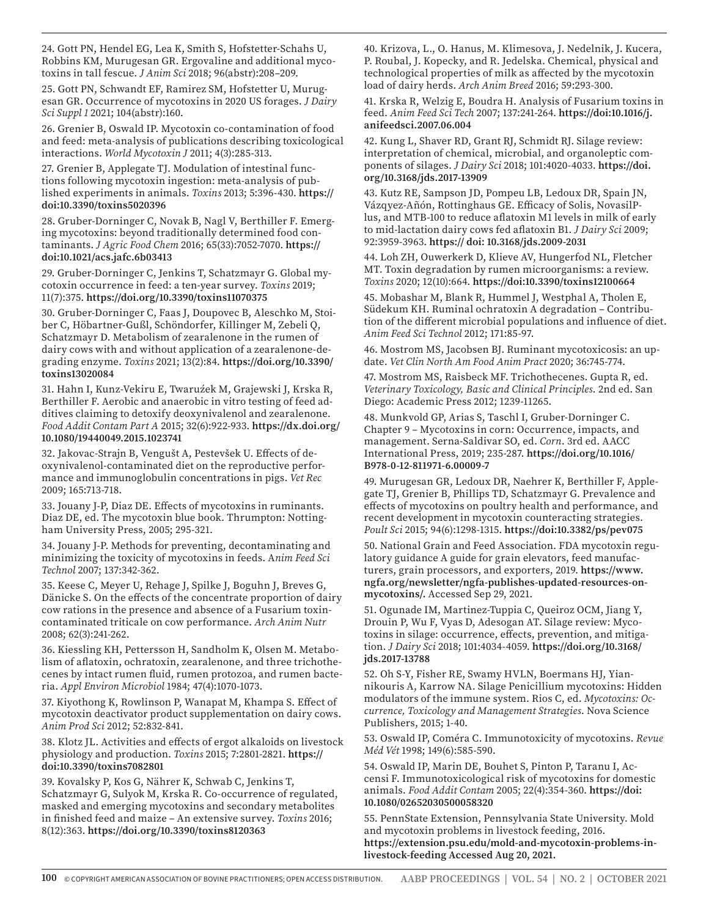24. Gott PN, Hendel EG, Lea K, Smith S, Hofstetter-Schahs U, Robbins KM, Murugesan GR. Ergovaline and additional mycotoxins in tall fescue. *J Anim Sci* 2018; 96(abstr):208–209.

25. Gott PN, Schwandt EF, Ramirez SM, Hofstetter U, Murugesan GR. Occurrence of mycotoxins in 2020 US forages. *J Dairy Sci Suppl 1* 2021; 104(abstr):160.

26. Grenier B, Oswald IP. Mycotoxin co-contamination of food and feed: meta-analysis of publications describing toxicological interactions. *World Mycotoxin J* 2011; 4(3):285-313.

27. Grenier B, Applegate TJ. Modulation of intestinal functions following mycotoxin ingestion: meta-analysis of published experiments in animals. *Toxins* 2013; 5:396-430. **https://doi:10.3390/toxins5020396**

28. Gruber-Dorninger C, Novak B, Nagl V, Berthiller F. Emerging mycotoxins: beyond traditionally determined food contaminants. *J Agric Food Chem* 2016; 65(33):7052-7070. **https://doi:10.1021/acs.jafc.6b03413**

29. Gruber-Dorninger C, Jenkins T, Schatzmayr G. Global mycotoxin occurrence in feed: a ten-year survey. *Toxins* 2019; 11(7):375. **https://doi.org/10.3390/toxins11070375**

30. Gruber-Dorninger C, Faas J, Doupovec B, Aleschko M, Stoiber C, Höbartner-Gußl, Schöndorfer, Killinger M, Zebeli Q, Schatzmayr D. Metabolism of zearalenone in the rumen of dairy cows with and without application of a zearalenone-degrading enzyme. *Toxins* 2021; 13(2):84. **https://doi.org/10.3390/toxins13020084**

31. Hahn I, Kunz-Vekiru E, Twarużek M, Grajewski J, Krska R, Berthiller F. Aerobic and anaerobic in vitro testing of feed additives claiming to detoxify deoxynivalenol and zearalenone. *Food Addit Contam Part A* 2015; 32(6):922-933. **https://dx.doi.org/10.1080/19440049.2015.1023741**

32. Jakovac-Strajn B, Vengušt A, Pestevšek U. Effects of deoxynivalenol-contaminated diet on the reproductive performance and immunoglobulin concentrations in pigs. *Vet Rec* 2009; 165:713-718.

33. Jouany J-P, Diaz DE. Effects of mycotoxins in ruminants. Diaz DE, ed. The mycotoxin blue book. Thrumpton: Nottingham University Press, 2005; 295-321.

34. Jouany J-P. Methods for preventing, decontaminating and minimizing the toxicity of mycotoxins in feeds. A*nim Feed Sci Technol* 2007; 137:342-362.

35. Keese C, Meyer U, Rehage J, Spilke J, Boguhn J, Breves G, Dänicke S. On the effects of the concentrate proportion of dairy cow rations in the presence and absence of a Fusarium toxin-contaminated triticale on cow performance. *Arch Anim Nutr* 2008; 62(3):241-262.

36. Kiessling KH, Pettersson H, Sandholm K, Olsen M. Metabolism of aflatoxin, ochratoxin, zearalenone, and three trichothecenes by intact rumen fluid, rumen protozoa, and rumen bacteria. *Appl Environ Microbiol* 1984; 47(4):1070-1073.

37. Kiyothong K, Rowlinson P, Wanapat M, Khampa S. Effect of mycotoxin deactivator product supplementation on dairy cows. *Anim Prod Sci* 2012; 52:832-841.

38. Klotz JL. Activities and effects of ergot alkaloids on livestock physiology and production. *Toxins* 2015; 7:2801-2821. **https://doi:10.3390/toxins7082801**

39. Kovalsky P, Kos G, Nährer K, Schwab C, Jenkins T, Schatzmayr G, Sulyok M, Krska R. Co-occurrence of regulated, masked and emerging mycotoxins and secondary metabolites in finished feed and maize – An extensive survey. *Toxins* 2016; 8(12):363. **https://doi.org/10.3390/toxins8120363**

40. Krizova, L., O. Hanus, M. Klimesova, J. Nedelnik, J. Kucera, P. Roubal, J. Kopecky, and R. Jedelska. Chemical, physical and technological properties of milk as affected by the mycotoxin load of dairy herds. *Arch Anim Breed* 2016; 59:293-300.

41. Krska R, Welzig E, Boudra H. Analysis of Fusarium toxins in feed. *Anim Feed Sci Tech* 2007; 137:241-264. **https://doi:10.1016/j.anifeedsci.2007.06.004**

42. Kung L, Shaver RD, Grant RJ, Schmidt RJ. Silage review: interpretation of chemical, microbial, and organoleptic components of silages. *J Dairy Sci* 2018; 101:4020-4033. **https://doi.org/10.3168/jds.2017-13909**

43. Kutz RE, Sampson JD, Pompeu LB, Ledoux DR, Spain JN, Vázqyez-Añón, Rottinghaus GE. Efficacy of Solis, NovasilPlus, and MTB-100 to reduce aflatoxin M1 levels in milk of early to mid-lactation dairy cows fed aflatoxin B1. *J Dairy Sci* 2009; 92:3959-3963. **https:// doi: 10.3168/jds.2009-2031**

44. Loh ZH, Ouwerkerk D, Klieve AV, Hungerfod NL, Fletcher MT. Toxin degradation by rumen microorganisms: a review. *Toxins* 2020; 12(10):664. **https://doi:10.3390/toxins12100664**

45. Mobashar M, Blank R, Hummel J, Westphal A, Tholen E, Südekum KH. Ruminal ochratoxin A degradation – Contribution of the different microbial populations and influence of diet. *Anim Feed Sci Technol* 2012; 171:85-97.

46. Mostrom MS, Jacobsen BJ. Ruminant mycotoxicosis: an update. *Vet Clin North Am Food Anim Pract* 2020; 36:745-774.

47. Mostrom MS, Raisbeck MF. Trichothecenes. Gupta R, ed. *Veterinary Toxicology, Basic and Clinical Principles.* 2nd ed. San Diego: Academic Press 2012; 1239-11265.

48. Munkvold GP, Arias S, Taschl I, Gruber-Dorninger C. Chapter 9 – Mycotoxins in corn: Occurrence, impacts, and management. Serna-Saldivar SO, ed. *Corn*. 3rd ed. AACC International Press, 2019; 235-287. **https://doi.org/10.1016/B978-0-12-811971-6.00009-7**

49. Murugesan GR, Ledoux DR, Naehrer K, Berthiller F, Applegate TJ, Grenier B, Phillips TD, Schatzmayr G. Prevalence and effects of mycotoxins on poultry health and performance, and recent development in mycotoxin counteracting strategies. *Poult Sci* 2015; 94(6):1298-1315. **https://doi:10.3382/ps/pev075**

50. National Grain and Feed Association. FDA mycotoxin regulatory guidance A guide for grain elevators, feed manufacturers, grain processors, and exporters, 2019. **https://www.ngfa.org/newsletter/ngfa-publishes-updated-resources-on-mycotoxins/.** Accessed Sep 29, 2021.

51. Ogunade IM, Martinez-Tuppia C, Queiroz OCM, Jiang Y, Drouin P, Wu F, Vyas D, Adesogan AT. Silage review: Mycotoxins in silage: occurrence, effects, prevention, and mitigation. *J Dairy Sci* 2018; 101:4034-4059. **https://doi.org/10.3168/jds.2017-13788**

52. Oh S-Y, Fisher RE, Swamy HVLN, Boermans HJ, Yiannikouris A, Karrow NA. Silage Penicillium mycotoxins: Hidden modulators of the immune system. Rios C, ed. *Mycotoxins: Occurrence, Toxicology and Management Strategies.* Nova Science Publishers, 2015; 1-40.

53. Oswald IP, Coméra C. Immunotoxicity of mycotoxins. *Revue Méd Vét* 1998; 149(6):585-590.

54. Oswald IP, Marin DE, Bouhet S, Pinton P, Taranu I, Accensi F. Immunotoxicological risk of mycotoxins for domestic animals. *Food Addit Contam* 2005; 22(4):354-360. **https://doi:10.1080/02652030500058320**

55. PennState Extension, Pennsylvania State University. Mold and mycotoxin problems in livestock feeding, 2016. **https://extension.psu.edu/mold-and-mycotoxin-problems-in-livestock-feeding Accessed Aug 20, 2021.**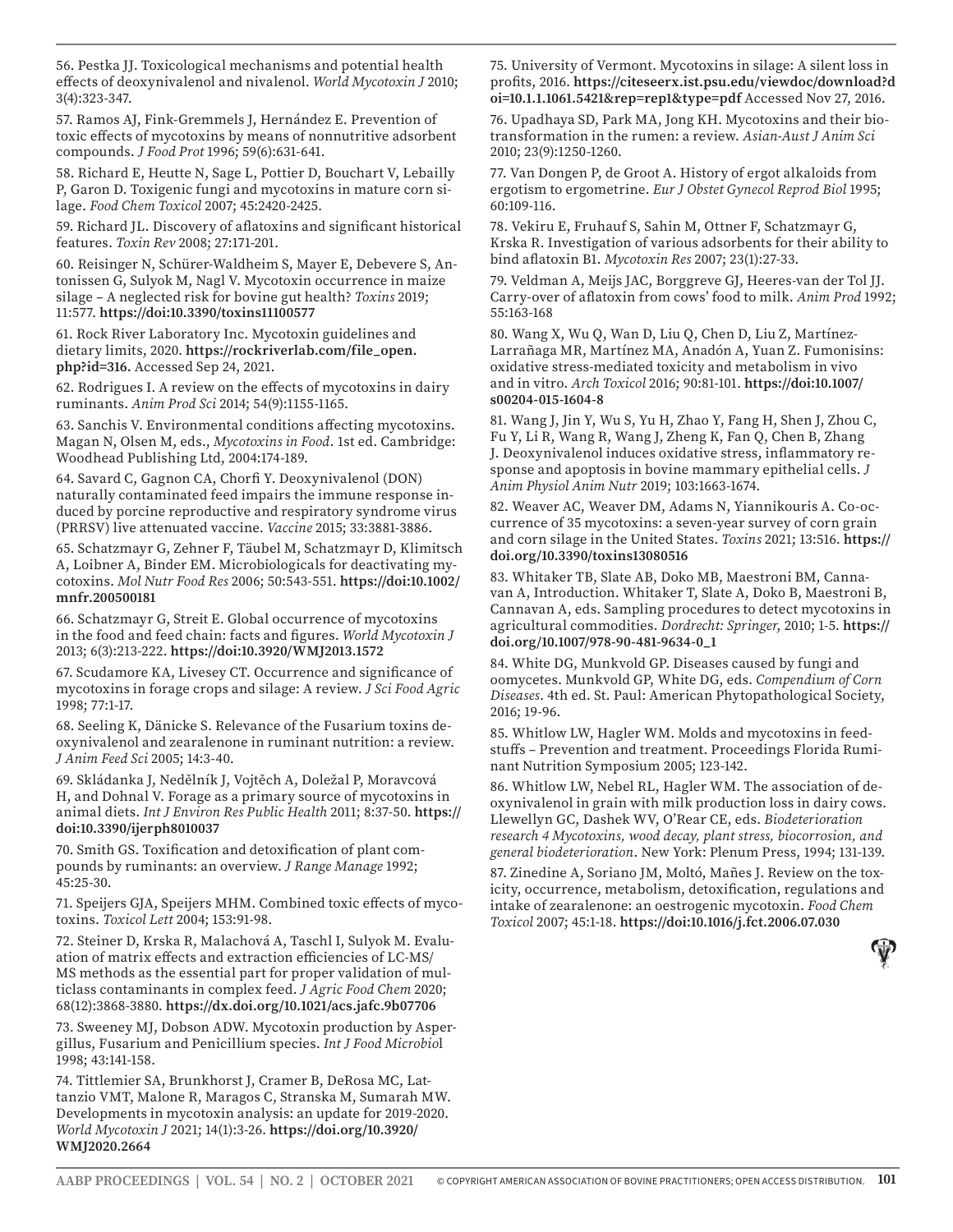56. Pestka JJ. Toxicological mechanisms and potential health effects of deoxynivalenol and nivalenol. *World Mycotoxin J* 2010; 3(4):323-347.

57. Ramos AJ, Fink-Gremmels J, Hernández E. Prevention of toxic effects of mycotoxins by means of nonnutritive adsorbent compounds. *J Food Prot* 1996; 59(6):631-641.

58. Richard E, Heutte N, Sage L, Pottier D, Bouchart V, Lebailly P, Garon D. Toxigenic fungi and mycotoxins in mature corn silage. *Food Chem Toxicol* 2007; 45:2420-2425.

59. Richard JL. Discovery of aflatoxins and significant historical features. *Toxin Rev* 2008; 27:171-201.

60. Reisinger N, Schürer-Waldheim S, Mayer E, Debevere S, Antonissen G, Sulyok M, Nagl V. Mycotoxin occurrence in maize silage – A neglected risk for bovine gut health? *Toxins* 2019; 11:577. **https://doi:10.3390/toxins11100577**

61. Rock River Laboratory Inc. Mycotoxin guidelines and dietary limits, 2020. **https://rockriverlab.com/file_open.php?id=316.** Accessed Sep 24, 2021.

62. Rodrigues I. A review on the effects of mycotoxins in dairy ruminants. *Anim Prod Sci* 2014; 54(9):1155-1165.

63. Sanchis V. Environmental conditions affecting mycotoxins. Magan N, Olsen M, eds., *Mycotoxins in Food*. 1st ed. Cambridge: Woodhead Publishing Ltd, 2004:174-189.

64. Savard C, Gagnon CA, Chorfi Y. Deoxynivalenol (DON) naturally contaminated feed impairs the immune response induced by porcine reproductive and respiratory syndrome virus (PRRSV) live attenuated vaccine. *Vaccine* 2015; 33:3881-3886.

65. Schatzmayr G, Zehner F, Täubel M, Schatzmayr D, Klimitsch A, Loibner A, Binder EM. Microbiologicals for deactivating mycotoxins. *Mol Nutr Food Res* 2006; 50:543-551. **https://doi:10.1002/mnfr.200500181**

66. Schatzmayr G, Streit E. Global occurrence of mycotoxins in the food and feed chain: facts and figures. *World Mycotoxin J* 2013; 6(3):213-222. **https://doi:10.3920/WMJ2013.1572**

67. Scudamore KA, Livesey CT. Occurrence and significance of mycotoxins in forage crops and silage: A review. *J Sci Food Agric* 1998; 77:1-17.

68. Seeling K, Dänicke S. Relevance of the Fusarium toxins deoxynivalenol and zearalenone in ruminant nutrition: a review. *J Anim Feed Sci* 2005; 14:3-40.

69. Skládanka J, Nedělník J, Vojtěch A, Doležal P, Moravcová H, and Dohnal V. Forage as a primary source of mycotoxins in animal diets. *Int J Environ Res Public Health* 2011; 8:37-50. **https://doi:10.3390/ijerph8010037**

70. Smith GS. Toxification and detoxification of plant compounds by ruminants: an overview. *J Range Manage* 1992; 45:25-30.

71. Speijers GJA, Speijers MHM. Combined toxic effects of mycotoxins. *Toxicol Lett* 2004; 153:91-98.

72. Steiner D, Krska R, Malachová A, Taschl I, Sulyok M. Evaluation of matrix effects and extraction efficiencies of LC-MS/MS methods as the essential part for proper validation of multiclass contaminants in complex feed. *J Agric Food Chem* 2020; 68(12):3868-3880. **https://dx.doi.org/10.1021/acs.jafc.9b07706**

73. Sweeney MJ, Dobson ADW. Mycotoxin production by Aspergillus, Fusarium and Penicillium species. *Int J Food Microbiol* 1998; 43:141-158.

74. Tittlemier SA, Brunkhorst J, Cramer B, DeRosa MC, Lattanzio VMT, Malone R, Maragos C, Stranska M, Sumarah MW. Developments in mycotoxin analysis: an update for 2019-2020. *World Mycotoxin J* 2021; 14(1):3-26. **https://doi.org/10.3920/WMJ2020.2664**

75. University of Vermont. Mycotoxins in silage: A silent loss in profits, 2016. **https://citeseerx.ist.psu.edu/viewdoc/download?doi=10.1.1.1061.5421&rep=rep1&type=pdf** Accessed Nov 27, 2016.

76. Upadhaya SD, Park MA, Jong KH. Mycotoxins and their biotransformation in the rumen: a review. *Asian-Aust J Anim Sci* 2010; 23(9):1250-1260.

77. Van Dongen P, de Groot A. History of ergot alkaloids from ergotism to ergometrine. *Eur J Obstet Gynecol Reprod Biol* 1995; 60:109-116.

78. Vekiru E, Fruhauf S, Sahin M, Ottner F, Schatzmayr G, Krska R. Investigation of various adsorbents for their ability to bind aflatoxin B1. *Mycotoxin Res* 2007; 23(1):27-33.

79. Veldman A, Meijs JAC, Borggreve GJ, Heeres-van der Tol JJ. Carry-over of aflatoxin from cows' food to milk. *Anim Prod* 1992; 55:163-168

80. Wang X, Wu Q, Wan D, Liu Q, Chen D, Liu Z, Martínez-Larrañaga MR, Martínez MA, Anadón A, Yuan Z. Fumonisins: oxidative stress-mediated toxicity and metabolism in vivo and in vitro. *Arch Toxicol* 2016; 90:81-101. **https://doi:10.1007/s00204-015-1604-8**

81. Wang J, Jin Y, Wu S, Yu H, Zhao Y, Fang H, Shen J, Zhou C, Fu Y, Li R, Wang R, Wang J, Zheng K, Fan Q, Chen B, Zhang J. Deoxynivalenol induces oxidative stress, inflammatory response and apoptosis in bovine mammary epithelial cells. *J Anim Physiol Anim Nutr* 2019; 103:1663-1674.

82. Weaver AC, Weaver DM, Adams N, Yiannikouris A. Co-occurrence of 35 mycotoxins: a seven-year survey of corn grain and corn silage in the United States. *Toxins* 2021; 13:516. **https://doi.org/10.3390/toxins13080516**

83. Whitaker TB, Slate AB, Doko MB, Maestroni BM, Cannavan A, Introduction. Whitaker T, Slate A, Doko B, Maestroni B, Cannavan A, eds. Sampling procedures to detect mycotoxins in agricultural commodities. *Dordrecht: Springer*, 2010; 1-5. **https://doi.org/10.1007/978-90-481-9634-0_1**

84. White DG, Munkvold GP. Diseases caused by fungi and oomycetes. Munkvold GP, White DG, eds. *Compendium of Corn Diseases*. 4th ed. St. Paul: American Phytopathological Society, 2016; 19-96.

85. Whitlow LW, Hagler WM. Molds and mycotoxins in feedstuffs – Prevention and treatment. Proceedings Florida Ruminant Nutrition Symposium 2005; 123-142.

86. Whitlow LW, Nebel RL, Hagler WM. The association of deoxynivalenol in grain with milk production loss in dairy cows. Llewellyn GC, Dashek WV, O'Rear CE, eds. *Biodeterioration research 4 Mycotoxins, wood decay, plant stress, biocorrosion, and general biodeterioration*. New York: Plenum Press, 1994; 131-139.

87. Zinedine A, Soriano JM, Moltó, Mañes J. Review on the toxicity, occurrence, metabolism, detoxification, regulations and intake of zearalenone: an oestrogenic mycotoxin. *Food Chem Toxicol* 2007; 45:1-18. **https://doi:10.1016/j.fct.2006.07.030**